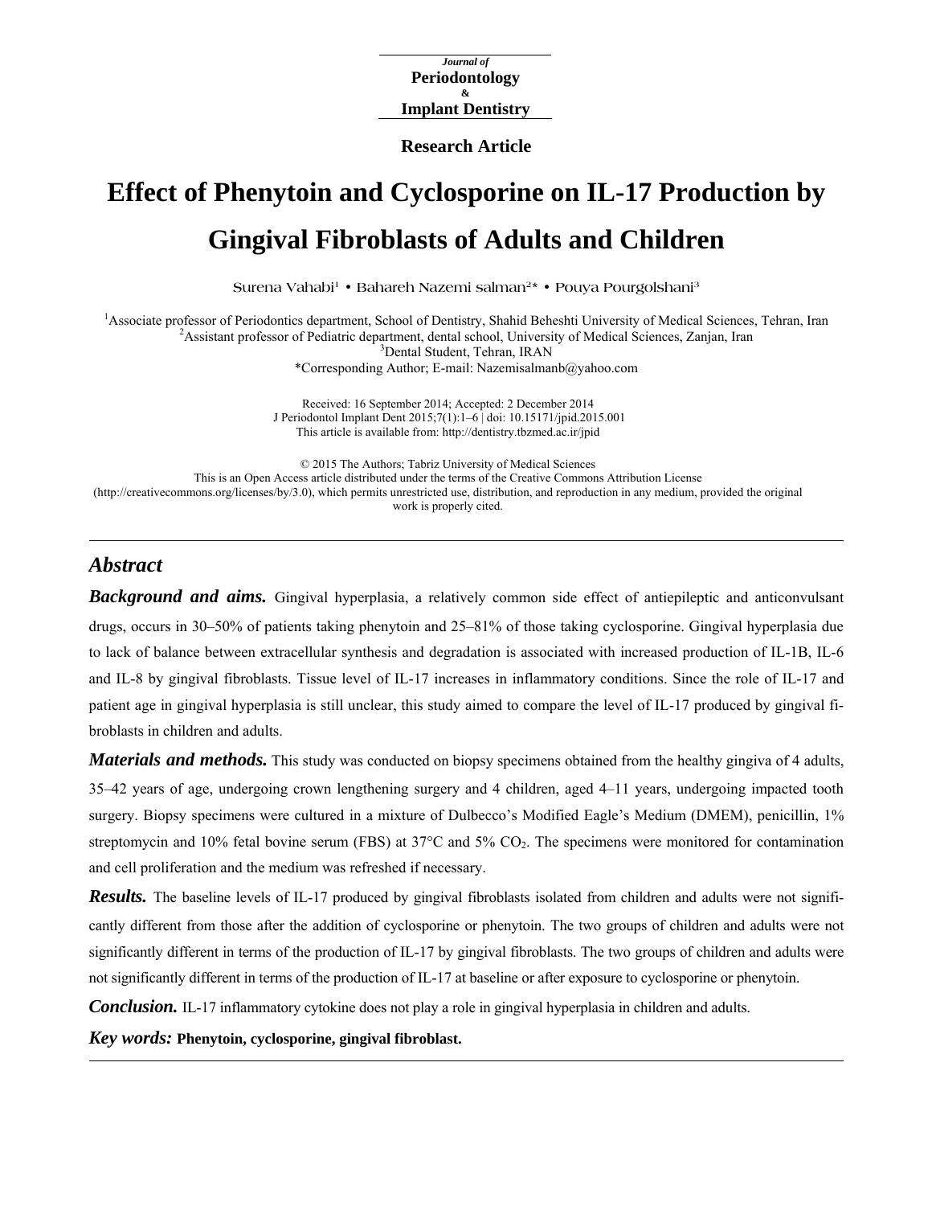Journal of
**Periodontology**
&
**Implant Dentistry**

**Research Article**

# Effect of Phenytoin and Cyclosporine on IL-17 Production by Gingival Fibroblasts of Adults and Children

Surena Vahabi[1] • Bahareh Nazemi salman[2]* • Pouya Pourgolshani[3]

[1]Associate professor of Periodontics department, School of Dentistry, Shahid Beheshti University of Medical Sciences, Tehran, Iran
[2]Assistant professor of Pediatric department, dental school, University of Medical Sciences, Zanjan, Iran
[3]Dental Student, Tehran, IRAN
*Corresponding Author; E-mail: Nazemisalmanb@yahoo.com

Received: 16 September 2014; Accepted: 2 December 2014
J Periodontol Implant Dent 2015;7(1):1–6 | doi: 10.15171/jpid.2015.001
This article is available from: http://dentistry.tbzmed.ac.ir/jpid

© 2015 The Authors; Tabriz University of Medical Sciences
This is an Open Access article distributed under the terms of the Creative Commons Attribution License (http://creativecommons.org/licenses/by/3.0), which permits unrestricted use, distribution, and reproduction in any medium, provided the original work is properly cited.

---

## Abstract

***Background and aims.*** Gingival hyperplasia, a relatively common side effect of antiepileptic and anticonvulsant drugs, occurs in 30–50% of patients taking phenytoin and 25–81% of those taking cyclosporine. Gingival hyperplasia due to lack of balance between extracellular synthesis and degradation is associated with increased production of IL-1B, IL-6 and IL-8 by gingival fibroblasts. Tissue level of IL-17 increases in inflammatory conditions. Since the role of IL-17 and patient age in gingival hyperplasia is still unclear, this study aimed to compare the level of IL-17 produced by gingival fibroblasts in children and adults.

***Materials and methods.*** This study was conducted on biopsy specimens obtained from the healthy gingiva of 4 adults, 35–42 years of age, undergoing crown lengthening surgery and 4 children, aged 4–11 years, undergoing impacted tooth surgery. Biopsy specimens were cultured in a mixture of Dulbecco's Modified Eagle's Medium (DMEM), penicillin, 1% streptomycin and 10% fetal bovine serum (FBS) at 37°C and 5% $CO_2$. The specimens were monitored for contamination and cell proliferation and the medium was refreshed if necessary.

***Results.*** The baseline levels of IL-17 produced by gingival fibroblasts isolated from children and adults were not significantly different from those after the addition of cyclosporine or phenytoin. The two groups of children and adults were not significantly different in terms of the production of IL-17 by gingival fibroblasts. The two groups of children and adults were not significantly different in terms of the production of IL-17 at baseline or after exposure to cyclosporine or phenytoin.

***Conclusion.*** IL-17 inflammatory cytokine does not play a role in gingival hyperplasia in children and adults.

***Key words:*** **Phenytoin, cyclosporine, gingival fibroblast.**

---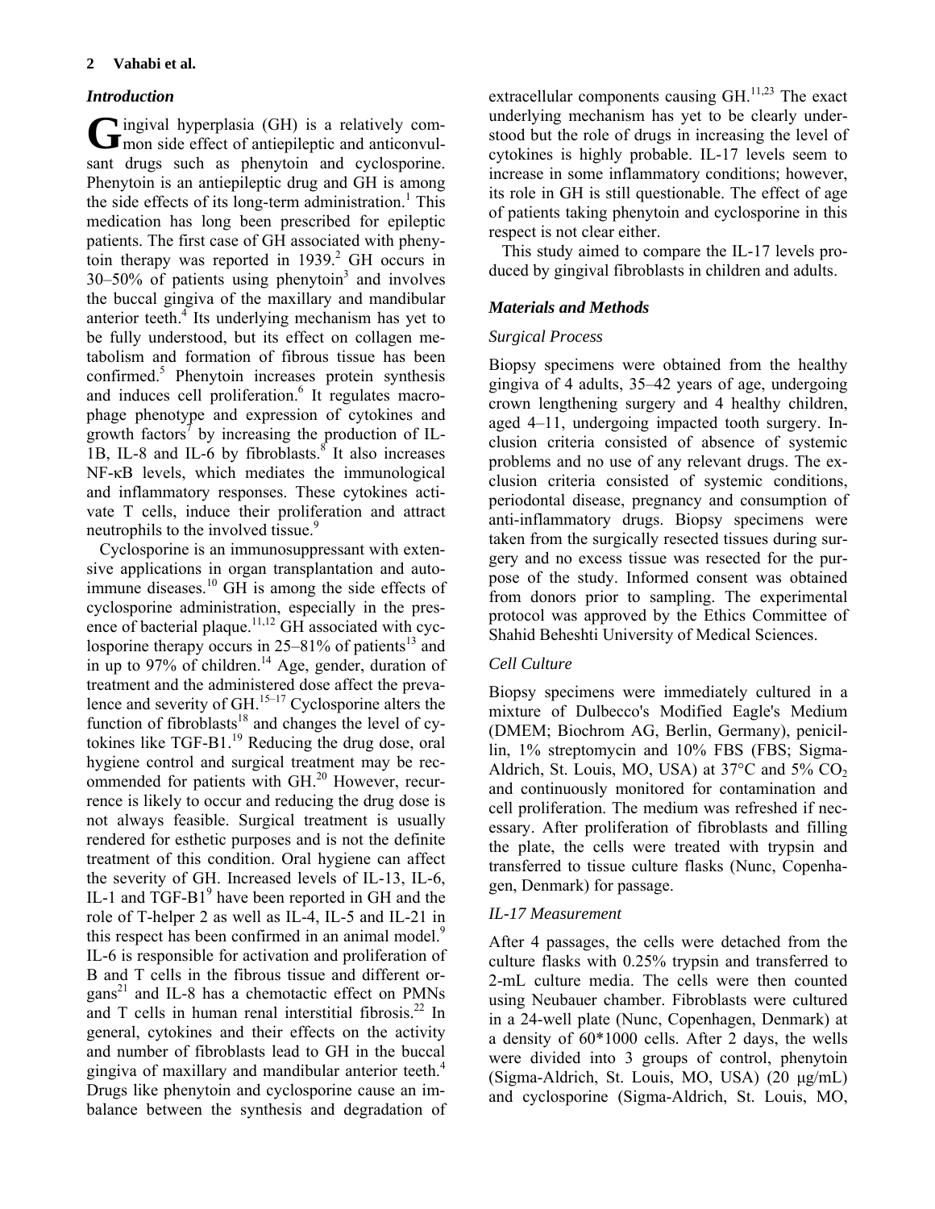## Introduction

Gingival hyperplasia (GH) is a relatively common side effect of antiepileptic and anticonvulsant drugs such as phenytoin and cyclosporine. Phenytoin is an antiepileptic drug and GH is among the side effects of its long-term administration.[1] This medication has long been prescribed for epileptic patients. The first case of GH associated with phenytoin therapy was reported in 1939.[2] GH occurs in 30–50% of patients using phenytoin[3] and involves the buccal gingiva of the maxillary and mandibular anterior teeth.[4] Its underlying mechanism has yet to be fully understood, but its effect on collagen metabolism and formation of fibrous tissue has been confirmed.[5] Phenytoin increases protein synthesis and induces cell proliferation.[6] It regulates macrophage phenotype and expression of cytokines and growth factors[7] by increasing the production of IL-1B, IL-8 and IL-6 by fibroblasts.[8] It also increases NF-κB levels, which mediates the immunological and inflammatory responses. These cytokines activate T cells, induce their proliferation and attract neutrophils to the involved tissue.[9]

Cyclosporine is an immunosuppressant with extensive applications in organ transplantation and autoimmune diseases.[10] GH is among the side effects of cyclosporine administration, especially in the presence of bacterial plaque.[11,12] GH associated with cyclosporine therapy occurs in 25–81% of patients[13] and in up to 97% of children.[14] Age, gender, duration of treatment and the administered dose affect the prevalence and severity of GH.[15–17] Cyclosporine alters the function of fibroblasts[18] and changes the level of cytokines like TGF-B1.[19] Reducing the drug dose, oral hygiene control and surgical treatment may be recommended for patients with GH.[20] However, recurrence is likely to occur and reducing the drug dose is not always feasible. Surgical treatment is usually rendered for esthetic purposes and is not the definite treatment of this condition. Oral hygiene can affect the severity of GH. Increased levels of IL-13, IL-6, IL-1 and TGF-B1[9] have been reported in GH and the role of T-helper 2 as well as IL-4, IL-5 and IL-21 in this respect has been confirmed in an animal model.[9] IL-6 is responsible for activation and proliferation of B and T cells in the fibrous tissue and different organs[21] and IL-8 has a chemotactic effect on PMNs and T cells in human renal interstitial fibrosis.[22] In general, cytokines and their effects on the activity and number of fibroblasts lead to GH in the buccal gingiva of maxillary and mandibular anterior teeth.[4] Drugs like phenytoin and cyclosporine cause an imbalance between the synthesis and degradation of extracellular components causing GH.[11,23] The exact underlying mechanism has yet to be clearly understood but the role of drugs in increasing the level of cytokines is highly probable. IL-17 levels seem to increase in some inflammatory conditions; however, its role in GH is still questionable. The effect of age of patients taking phenytoin and cyclosporine in this respect is not clear either.

This study aimed to compare the IL-17 levels produced by gingival fibroblasts in children and adults.

## Materials and Methods

### Surgical Process

Biopsy specimens were obtained from the healthy gingiva of 4 adults, 35–42 years of age, undergoing crown lengthening surgery and 4 healthy children, aged 4–11, undergoing impacted tooth surgery. Inclusion criteria consisted of absence of systemic problems and no use of any relevant drugs. The exclusion criteria consisted of systemic conditions, periodontal disease, pregnancy and consumption of anti-inflammatory drugs. Biopsy specimens were taken from the surgically resected tissues during surgery and no excess tissue was resected for the purpose of the study. Informed consent was obtained from donors prior to sampling. The experimental protocol was approved by the Ethics Committee of Shahid Beheshti University of Medical Sciences.

### Cell Culture

Biopsy specimens were immediately cultured in a mixture of Dulbecco's Modified Eagle's Medium (DMEM; Biochrom AG, Berlin, Germany), penicillin, 1% streptomycin and 10% FBS (FBS; Sigma-Aldrich, St. Louis, MO, USA) at 37°C and 5% $CO_2$ and continuously monitored for contamination and cell proliferation. The medium was refreshed if necessary. After proliferation of fibroblasts and filling the plate, the cells were treated with trypsin and transferred to tissue culture flasks (Nunc, Copenhagen, Denmark) for passage.

### IL-17 Measurement

After 4 passages, the cells were detached from the culture flasks with 0.25% trypsin and transferred to 2-mL culture media. The cells were then counted using Neubauer chamber. Fibroblasts were cultured in a 24-well plate (Nunc, Copenhagen, Denmark) at a density of 60*1000 cells. After 2 days, the wells were divided into 3 groups of control, phenytoin (Sigma-Aldrich, St. Louis, MO, USA) (20 μg/mL) and cyclosporine (Sigma-Aldrich, St. Louis, MO,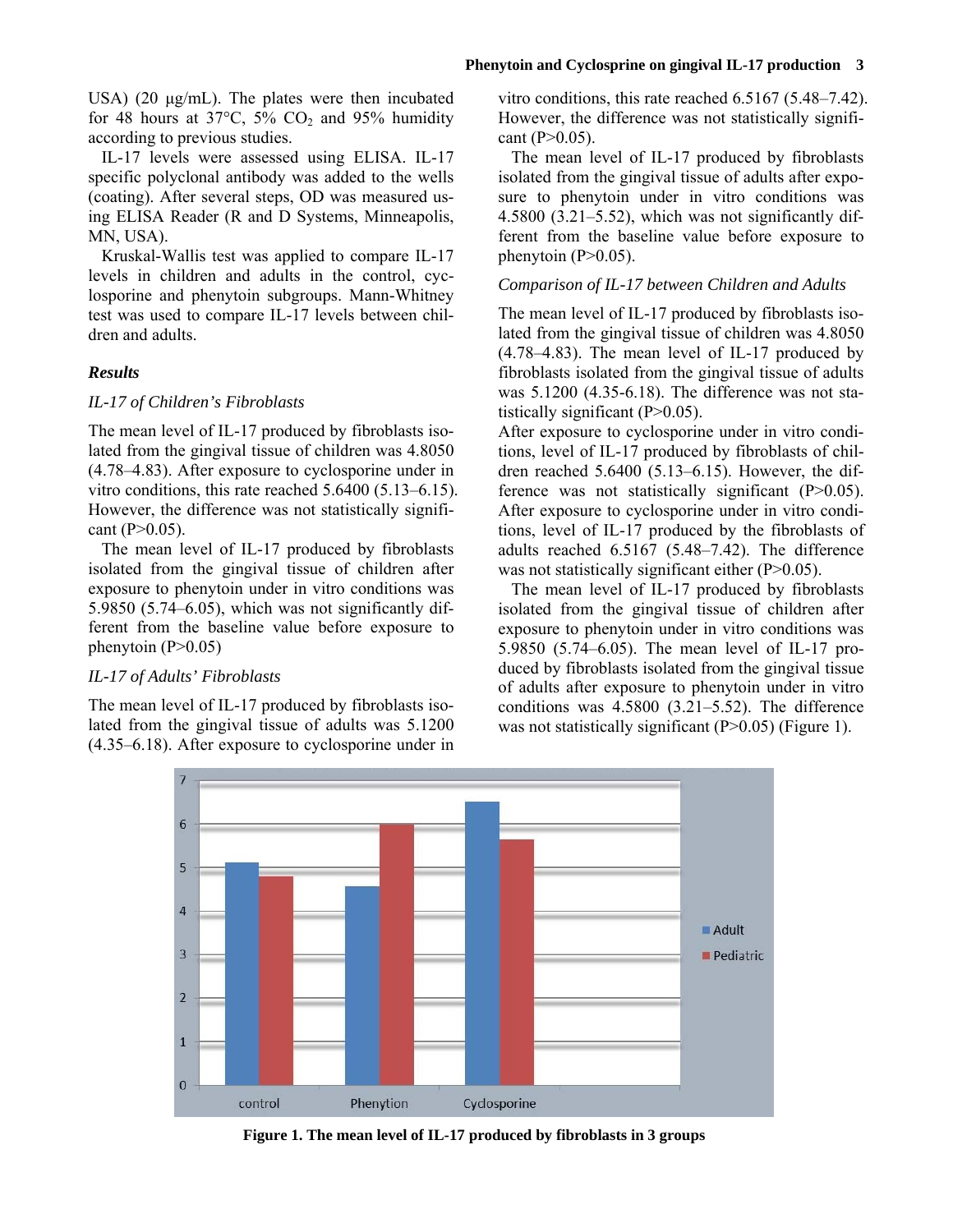USA) (20 μg/mL). The plates were then incubated for 48 hours at 37°C, 5% $CO_2$ and 95% humidity according to previous studies.

IL-17 levels were assessed using ELISA. IL-17 specific polyclonal antibody was added to the wells (coating). After several steps, OD was measured using ELISA Reader (R and D Systems, Minneapolis, MN, USA).

Kruskal-Wallis test was applied to compare IL-17 levels in children and adults in the control, cyclosporine and phenytoin subgroups. Mann-Whitney test was used to compare IL-17 levels between children and adults.

## Results

### IL-17 of Children's Fibroblasts

The mean level of IL-17 produced by fibroblasts isolated from the gingival tissue of children was 4.8050 (4.78–4.83). After exposure to cyclosporine under in vitro conditions, this rate reached 5.6400 (5.13–6.15). However, the difference was not statistically significant ($P>0.05$).

The mean level of IL-17 produced by fibroblasts isolated from the gingival tissue of children after exposure to phenytoin under in vitro conditions was 5.9850 (5.74–6.05), which was not significantly different from the baseline value before exposure to phenytoin ($P>0.05$)

### IL-17 of Adults' Fibroblasts

The mean level of IL-17 produced by fibroblasts isolated from the gingival tissue of adults was 5.1200 (4.35–6.18). After exposure to cyclosporine under in vitro conditions, this rate reached 6.5167 (5.48–7.42). However, the difference was not statistically significant ($P>0.05$).

The mean level of IL-17 produced by fibroblasts isolated from the gingival tissue of adults after exposure to phenytoin under in vitro conditions was 4.5800 (3.21–5.52), which was not significantly different from the baseline value before exposure to phenytoin ($P>0.05$).

### Comparison of IL-17 between Children and Adults

The mean level of IL-17 produced by fibroblasts isolated from the gingival tissue of children was 4.8050 (4.78–4.83). The mean level of IL-17 produced by fibroblasts isolated from the gingival tissue of adults was 5.1200 (4.35-6.18). The difference was not statistically significant ($P>0.05$).

After exposure to cyclosporine under in vitro conditions, level of IL-17 produced by fibroblasts of children reached 5.6400 (5.13–6.15). However, the difference was not statistically significant ($P>0.05$). After exposure to cyclosporine under in vitro conditions, level of IL-17 produced by the fibroblasts of adults reached 6.5167 (5.48–7.42). The difference was not statistically significant either ($P>0.05$).

The mean level of IL-17 produced by fibroblasts isolated from the gingival tissue of children after exposure to phenytoin under in vitro conditions was 5.9850 (5.74–6.05). The mean level of IL-17 produced by fibroblasts isolated from the gingival tissue of adults after exposure to phenytoin under in vitro conditions was 4.5800 (3.21–5.52). The difference was not statistically significant ($P>0.05$) (Figure 1).

**Figure 1. The mean level of IL-17 produced by fibroblasts in 3 groups**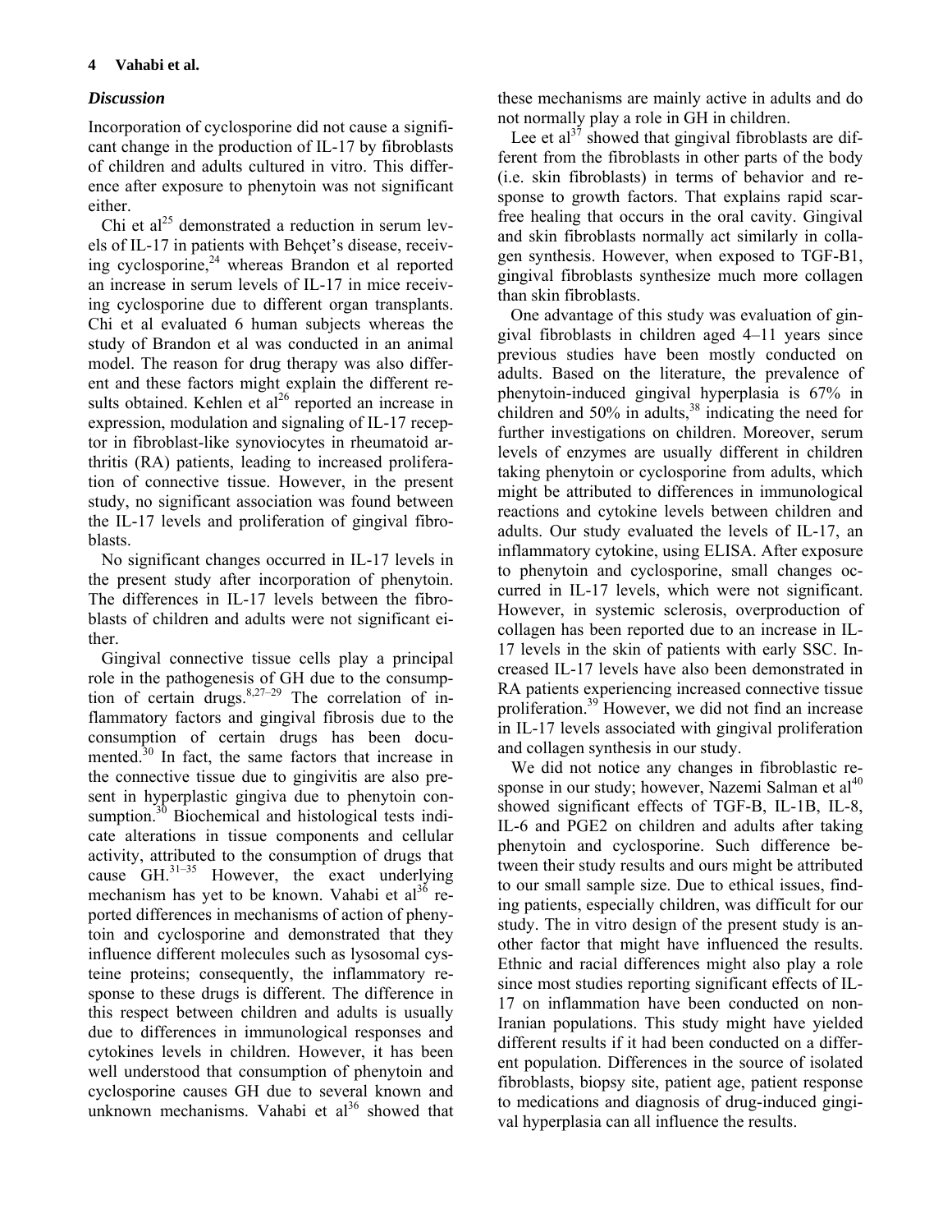### *Discussion*

Incorporation of cyclosporine did not cause a significant change in the production of IL-17 by fibroblasts of children and adults cultured in vitro. This difference after exposure to phenytoin was not significant either.

Chi et al[25] demonstrated a reduction in serum levels of IL-17 in patients with Behçet's disease, receiving cyclosporine,[24] whereas Brandon et al reported an increase in serum levels of IL-17 in mice receiving cyclosporine due to different organ transplants. Chi et al evaluated 6 human subjects whereas the study of Brandon et al was conducted in an animal model. The reason for drug therapy was also different and these factors might explain the different results obtained. Kehlen et al[26] reported an increase in expression, modulation and signaling of IL-17 receptor in fibroblast-like synoviocytes in rheumatoid arthritis (RA) patients, leading to increased proliferation of connective tissue. However, in the present study, no significant association was found between the IL-17 levels and proliferation of gingival fibroblasts.

No significant changes occurred in IL-17 levels in the present study after incorporation of phenytoin. The differences in IL-17 levels between the fibroblasts of children and adults were not significant either.

Gingival connective tissue cells play a principal role in the pathogenesis of GH due to the consumption of certain drugs.[8,27–29] The correlation of inflammatory factors and gingival fibrosis due to the consumption of certain drugs has been documented.[30] In fact, the same factors that increase in the connective tissue due to gingivitis are also present in hyperplastic gingiva due to phenytoin consumption.[30] Biochemical and histological tests indicate alterations in tissue components and cellular activity, attributed to the consumption of drugs that cause GH.[31–35] However, the exact underlying mechanism has yet to be known. Vahabi et al[36] reported differences in mechanisms of action of phenytoin and cyclosporine and demonstrated that they influence different molecules such as lysosomal cysteine proteins; consequently, the inflammatory response to these drugs is different. The difference in this respect between children and adults is usually due to differences in immunological responses and cytokines levels in children. However, it has been well understood that consumption of phenytoin and cyclosporine causes GH due to several known and unknown mechanisms. Vahabi et al[36] showed that these mechanisms are mainly active in adults and do not normally play a role in GH in children.

Lee et al[37] showed that gingival fibroblasts are different from the fibroblasts in other parts of the body (i.e. skin fibroblasts) in terms of behavior and response to growth factors. That explains rapid scar-free healing that occurs in the oral cavity. Gingival and skin fibroblasts normally act similarly in collagen synthesis. However, when exposed to TGF-B1, gingival fibroblasts synthesize much more collagen than skin fibroblasts.

One advantage of this study was evaluation of gingival fibroblasts in children aged 4–11 years since previous studies have been mostly conducted on adults. Based on the literature, the prevalence of phenytoin-induced gingival hyperplasia is 67% in children and 50% in adults,[38] indicating the need for further investigations on children. Moreover, serum levels of enzymes are usually different in children taking phenytoin or cyclosporine from adults, which might be attributed to differences in immunological reactions and cytokine levels between children and adults. Our study evaluated the levels of IL-17, an inflammatory cytokine, using ELISA. After exposure to phenytoin and cyclosporine, small changes occurred in IL-17 levels, which were not significant. However, in systemic sclerosis, overproduction of collagen has been reported due to an increase in IL-17 levels in the skin of patients with early SSC. Increased IL-17 levels have also been demonstrated in RA patients experiencing increased connective tissue proliferation.[39] However, we did not find an increase in IL-17 levels associated with gingival proliferation and collagen synthesis in our study.

We did not notice any changes in fibroblastic response in our study; however, Nazemi Salman et al[40] showed significant effects of TGF-B, IL-1B, IL-8, IL-6 and PGE2 on children and adults after taking phenytoin and cyclosporine. Such difference between their study results and ours might be attributed to our small sample size. Due to ethical issues, finding patients, especially children, was difficult for our study. The in vitro design of the present study is another factor that might have influenced the results. Ethnic and racial differences might also play a role since most studies reporting significant effects of IL-17 on inflammation have been conducted on non-Iranian populations. This study might have yielded different results if it had been conducted on a different population. Differences in the source of isolated fibroblasts, biopsy site, patient age, patient response to medications and diagnosis of drug-induced gingival hyperplasia can all influence the results.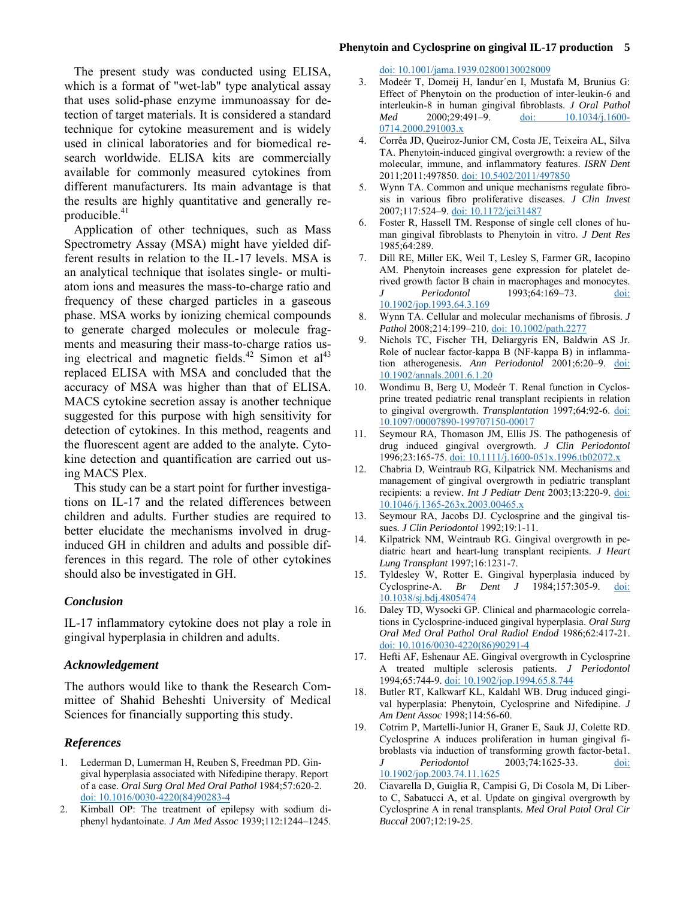The present study was conducted using ELISA, which is a format of "wet-lab" type analytical assay that uses solid-phase enzyme immunoassay for detection of target materials. It is considered a standard technique for cytokine measurement and is widely used in clinical laboratories and for biomedical research worldwide. ELISA kits are commercially available for commonly measured cytokines from different manufacturers. Its main advantage is that the results are highly quantitative and generally reproducible.[41]

Application of other techniques, such as Mass Spectrometry Assay (MSA) might have yielded different results in relation to the IL-17 levels. MSA is an analytical technique that isolates single- or multi-atom ions and measures the mass-to-charge ratio and frequency of these charged particles in a gaseous phase. MSA works by ionizing chemical compounds to generate charged molecules or molecule fragments and measuring their mass-to-charge ratios using electrical and magnetic fields.[42] Simon et al[43] replaced ELISA with MSA and concluded that the accuracy of MSA was higher than that of ELISA. MACS cytokine secretion assay is another technique suggested for this purpose with high sensitivity for detection of cytokines. In this method, reagents and the fluorescent agent are added to the analyte. Cytokine detection and quantification are carried out using MACS Plex.

This study can be a start point for further investigations on IL-17 and the related differences between children and adults. Further studies are required to better elucidate the mechanisms involved in drug-induced GH in children and adults and possible differences in this regard. The role of other cytokines should also be investigated in GH.

### Conclusion

IL-17 inflammatory cytokine does not play a role in gingival hyperplasia in children and adults.

### Acknowledgement

The authors would like to thank the Research Committee of Shahid Beheshti University of Medical Sciences for financially supporting this study.

### References

1. Lederman D, Lumerman H, Reuben S, Freedman PD. Gingival hyperplasia associated with Nifedipine therapy. Report of a case. *Oral Surg Oral Med Oral Pathol* 1984;57:620-2. doi: 10.1016/0030-4220(84)90283-4
2. Kimball OP: The treatment of epilepsy with sodium diphenyl hydantoinate. *J Am Med Assoc* 1939;112:1244–1245. doi: 10.1001/jama.1939.02800130028009
3. Modeér T, Domeij H, Iandur´en I, Mustafa M, Brunius G: Effect of Phenytoin on the production of inter-leukin-6 and interleukin-8 in human gingival fibroblasts. *J Oral Pathol Med* 2000;29:491–9. doi: 10.1034/j.1600-0714.2000.291003.x
4. Corrêa JD, Queiroz-Junior CM, Costa JE, Teixeira AL, Silva TA. Phenytoin-induced gingival overgrowth: a review of the molecular, immune, and inflammatory features. *ISRN Dent* 2011;2011:497850. doi: 10.5402/2011/497850
5. Wynn TA. Common and unique mechanisms regulate fibrosis in various fibro proliferative diseases. *J Clin Invest* 2007;117:524–9. doi: 10.1172/jci31487
6. Foster R, Hassell TM. Response of single cell clones of human gingival fibroblasts to Phenytoin in vitro. *J Dent Res* 1985;64:289.
7. Dill RE, Miller EK, Weil T, Lesley S, Farmer GR, Iacopino AM. Phenytoin increases gene expression for platelet derived growth factor B chain in macrophages and monocytes. *J Periodontol* 1993;64:169–73. doi: 10.1902/jop.1993.64.3.169
8. Wynn TA. Cellular and molecular mechanisms of fibrosis. *J Pathol* 2008;214:199–210. doi: 10.1002/path.2277
9. Nichols TC, Fischer TH, Deliargyris EN, Baldwin AS Jr. Role of nuclear factor-kappa B (NF-kappa B) in inflammation atherogenesis. *Ann Periodontol* 2001;6:20–9. doi: 10.1902/annals.2001.6.1.20
10. Wondimu B, Berg U, Modeér T. Renal function in Cyclosprine treated pediatric renal transplant recipients in relation to gingival overgrowth. *Transplantation* 1997;64:92-6. doi: 10.1097/00007890-199707150-00017
11. Seymour RA, Thomason JM, Ellis JS. The pathogenesis of drug induced gingival overgrowth. *J Clin Periodontol* 1996;23:165-75. doi: 10.1111/j.1600-051x.1996.tb02072.x
12. Chabria D, Weintraub RG, Kilpatrick NM. Mechanisms and management of gingival overgrowth in pediatric transplant recipients: a review. *Int J Pediatr Dent* 2003;13:220-9. doi: 10.1046/j.1365-263x.2003.00465.x
13. Seymour RA, Jacobs DJ. Cyclosprine and the gingival tissues. *J Clin Periodontol* 1992;19:1-11.
14. Kilpatrick NM, Weintraub RG. Gingival overgrowth in pediatric heart and heart-lung transplant recipients. *J Heart Lung Transplant* 1997;16:1231-7.
15. Tyldesley W, Rotter E. Gingival hyperplasia induced by Cyclosprine-A. *Br Dent J* 1984;157:305-9. doi: 10.1038/sj.bdj.4805474
16. Daley TD, Wysocki GP. Clinical and pharmacologic correlations in Cyclosprine-induced gingival hyperplasia. *Oral Surg Oral Med Oral Pathol Oral Radiol Endod* 1986;62:417-21. doi: 10.1016/0030-4220(86)90291-4
17. Hefti AF, Eshenaur AE. Gingival overgrowth in Cyclosprine A treated multiple sclerosis patients. *J Periodontol* 1994;65:744-9. doi: 10.1902/jop.1994.65.8.744
18. Butler RT, Kalkwarf KL, Kaldahl WB. Drug induced gingival hyperplasia: Phenytoin, Cyclosprine and Nifedipine. *J Am Dent Assoc* 1998;114:56-60.
19. Cotrim P, Martelli-Junior H, Graner E, Sauk JJ, Colette RD. Cyclosprine A induces proliferation in human gingival fibroblasts via induction of transforming growth factor-beta1. *J Periodontol* 2003;74:1625-33. doi: 10.1902/jop.2003.74.11.1625
20. Ciavarella D, Guiglia R, Campisi G, Di Cosola M, Di Liberto C, Sabatucci A, et al. Update on gingival overgrowth by Cyclosprine A in renal transplants. *Med Oral Patol Oral Cir Buccal* 2007;12:19-25.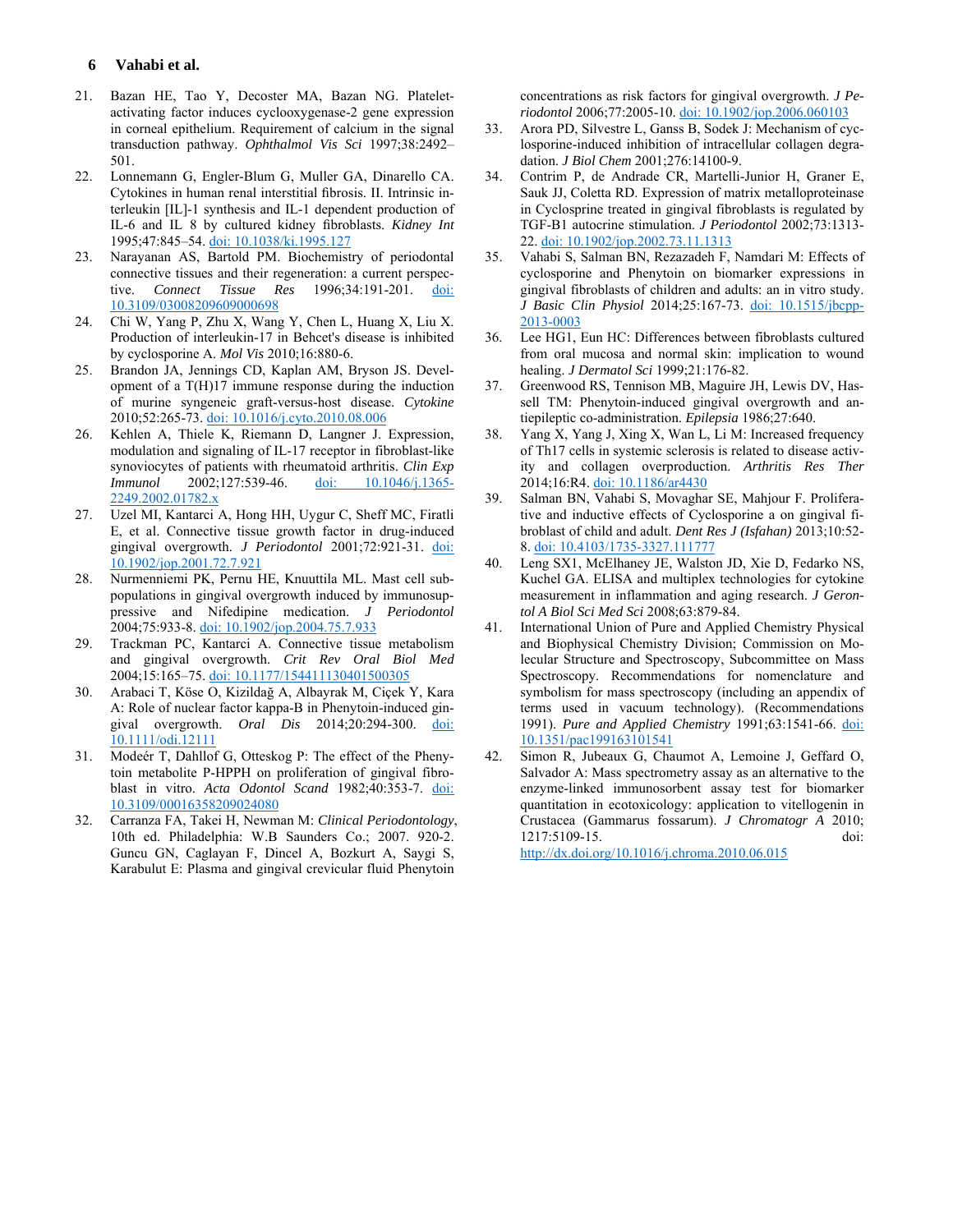21. Bazan HE, Tao Y, Decoster MA, Bazan NG. Platelet-activating factor induces cyclooxygenase-2 gene expression in corneal epithelium. Requirement of calcium in the signal transduction pathway. *Ophthalmol Vis Sci* 1997;38:2492–501.
22. Lonnemann G, Engler-Blum G, Muller GA, Dinarello CA. Cytokines in human renal interstitial fibrosis. II. Intrinsic interleukin [IL]-1 synthesis and IL-1 dependent production of IL-6 and IL 8 by cultured kidney fibroblasts. *Kidney Int* 1995;47:845–54. doi: 10.1038/ki.1995.127
23. Narayanan AS, Bartold PM. Biochemistry of periodontal connective tissues and their regeneration: a current perspective. *Connect Tissue Res* 1996;34:191-201. doi: 10.3109/03008209609000698
24. Chi W, Yang P, Zhu X, Wang Y, Chen L, Huang X, Liu X. Production of interleukin-17 in Behcet's disease is inhibited by cyclosporine A. *Mol Vis* 2010;16:880-6.
25. Brandon JA, Jennings CD, Kaplan AM, Bryson JS. Development of a T(H)17 immune response during the induction of murine syngeneic graft-versus-host disease. *Cytokine* 2010;52:265-73. doi: 10.1016/j.cyto.2010.08.006
26. Kehlen A, Thiele K, Riemann D, Langner J. Expression, modulation and signaling of IL-17 receptor in fibroblast-like synoviocytes of patients with rheumatoid arthritis. *Clin Exp Immunol* 2002;127:539-46. doi: 10.1046/j.1365-2249.2002.01782.x
27. Uzel MI, Kantarci A, Hong HH, Uygur C, Sheff MC, Firatli E, et al. Connective tissue growth factor in drug-induced gingival overgrowth. *J Periodontol* 2001;72:921-31. doi: 10.1902/jop.2001.72.7.921
28. Nurmenniemi PK, Pernu HE, Knuuttila ML. Mast cell subpopulations in gingival overgrowth induced by immunosuppressive and Nifedipine medication. *J Periodontol* 2004;75:933-8. doi: 10.1902/jop.2004.75.7.933
29. Trackman PC, Kantarci A. Connective tissue metabolism and gingival overgrowth. *Crit Rev Oral Biol Med* 2004;15:165–75. doi: 10.1177/154411130401500305
30. Arabaci T, Köse O, Kizildağ A, Albayrak M, Ciçek Y, Kara A: Role of nuclear factor kappa-B in Phenytoin-induced gingival overgrowth. *Oral Dis* 2014;20:294-300. doi: 10.1111/odi.12111
31. Modeér T, Dahllof G, Otteskog P: The effect of the Phenytoin metabolite P-HPPH on proliferation of gingival fibroblast in vitro. *Acta Odontol Scand* 1982;40:353-7. doi: 10.3109/00016358209024080
32. Carranza FA, Takei H, Newman M: *Clinical Periodontology*, 10th ed. Philadelphia: W.B Saunders Co.; 2007. 920-2. Guncu GN, Caglayan F, Dincel A, Bozkurt A, Saygi S, Karabulut E: Plasma and gingival crevicular fluid Phenytoin concentrations as risk factors for gingival overgrowth. *J Periodontol* 2006;77:2005-10. doi: 10.1902/jop.2006.060103
33. Arora PD, Silvestre L, Ganss B, Sodek J: Mechanism of cyclosporine-induced inhibition of intracellular collagen degradation. *J Biol Chem* 2001;276:14100-9.
34. Contrim P, de Andrade CR, Martelli-Junior H, Graner E, Sauk JJ, Coletta RD. Expression of matrix metalloproteinase in Cyclosprine treated in gingival fibroblasts is regulated by TGF-B1 autocrine stimulation. *J Periodontol* 2002;73:1313-22. doi: 10.1902/jop.2002.73.11.1313
35. Vahabi S, Salman BN, Rezazadeh F, Namdari M: Effects of cyclosporine and Phenytoin on biomarker expressions in gingival fibroblasts of children and adults: an in vitro study. *J Basic Clin Physiol* 2014;25:167-73. doi: 10.1515/jbcpp-2013-0003
36. Lee HG1, Eun HC: Differences between fibroblasts cultured from oral mucosa and normal skin: implication to wound healing. *J Dermatol Sci* 1999;21:176-82.
37. Greenwood RS, Tennison MB, Maguire JH, Lewis DV, Hassell TM: Phenytoin-induced gingival overgrowth and antiepileptic co-administration. *Epilepsia* 1986;27:640.
38. Yang X, Yang J, Xing X, Wan L, Li M: Increased frequency of Th17 cells in systemic sclerosis is related to disease activity and collagen overproduction. *Arthritis Res Ther* 2014;16:R4. doi: 10.1186/ar4430
39. Salman BN, Vahabi S, Movaghar SE, Mahjour F. Proliferative and inductive effects of Cyclosporine a on gingival fibroblast of child and adult. *Dent Res J (Isfahan)* 2013;10:52-8. doi: 10.4103/1735-3327.111777
40. Leng SX1, McElhaney JE, Walston JD, Xie D, Fedarko NS, Kuchel GA. ELISA and multiplex technologies for cytokine measurement in inflammation and aging research. *J Gerontol A Biol Sci Med Sci* 2008;63:879-84.
41. International Union of Pure and Applied Chemistry Physical and Biophysical Chemistry Division; Commission on Molecular Structure and Spectroscopy, Subcommittee on Mass Spectroscopy. Recommendations for nomenclature and symbolism for mass spectroscopy (including an appendix of terms used in vacuum technology). (Recommendations 1991). *Pure and Applied Chemistry* 1991;63:1541-66. doi: 10.1351/pac199163101541
42. Simon R, Jubeaux G, Chaumot A, Lemoine J, Geffard O, Salvador A: Mass spectrometry assay as an alternative to the enzyme-linked immunosorbent assay test for biomarker quantitation in ecotoxicology: application to vitellogenin in Crustacea (Gammarus fossarum). *J Chromatogr A* 2010; 1217:5109-15. doi: http://dx.doi.org/10.1016/j.chroma.2010.06.015